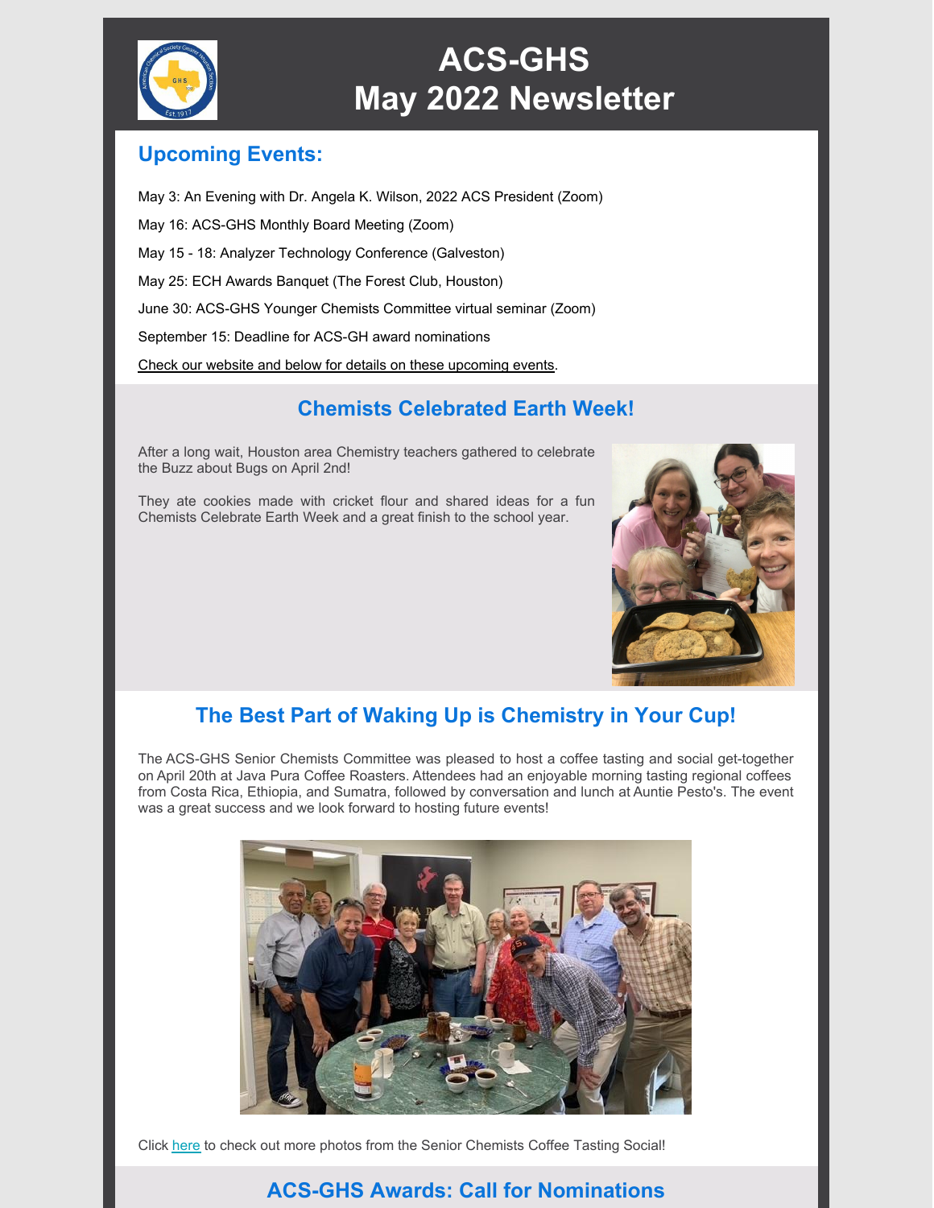# ACS-GHS
# May 2022 Newsletter

## Upcoming Events:

May 3: An Evening with Dr. Angela K. Wilson, 2022 ACS President (Zoom)

May 16: ACS-GHS Monthly Board Meeting (Zoom)

May 15 - 18: Analyzer Technology Conference (Galveston)

May 25: ECH Awards Banquet (The Forest Club, Houston)

June 30: ACS-GHS Younger Chemists Committee virtual seminar (Zoom)

September 15: Deadline for ACS-GH award nominations

Check our website and below for details on these upcoming events.

## Chemists Celebrated Earth Week!

After a long wait, Houston area Chemistry teachers gathered to celebrate the Buzz about Bugs on April 2nd!

They ate cookies made with cricket flour and shared ideas for a fun Chemists Celebrate Earth Week and a great finish to the school year.

## The Best Part of Waking Up is Chemistry in Your Cup!

The ACS-GHS Senior Chemists Committee was pleased to host a coffee tasting and social get-together on April 20th at Java Pura Coffee Roasters. Attendees had an enjoyable morning tasting regional coffees from Costa Rica, Ethiopia, and Sumatra, followed by conversation and lunch at Auntie Pesto's. The event was a great success and we look forward to hosting future events!

Click here to check out more photos from the Senior Chemists Coffee Tasting Social!

## ACS-GHS Awards: Call for Nominations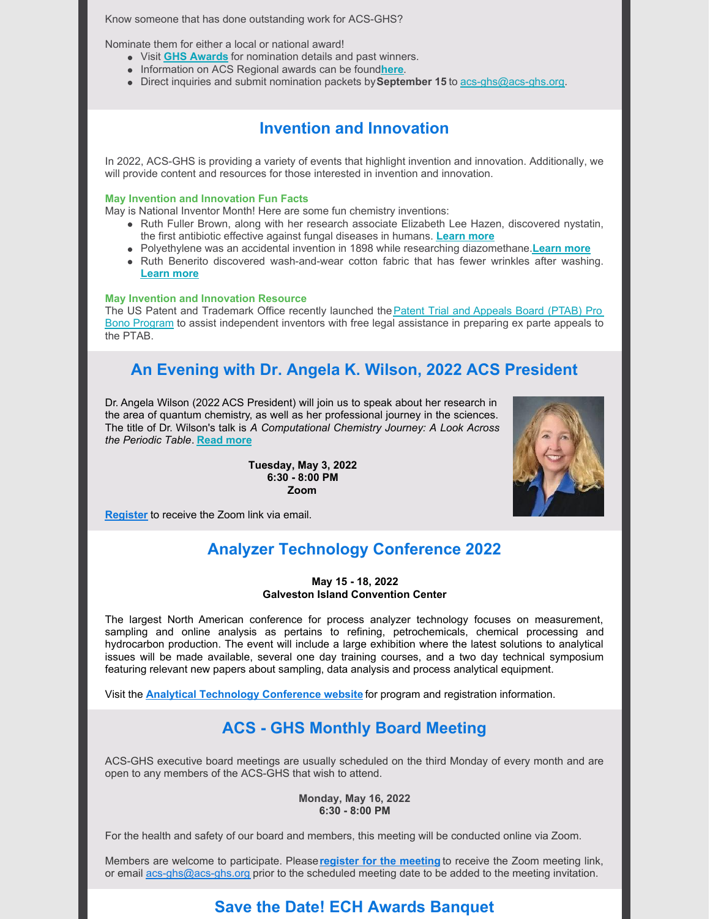Know someone that has done outstanding work for ACS-GHS?

Nominate them for either a local or national award!

- Visit **GHS Awards** for nomination details and past winners.
- Information on ACS Regional awards can be found**here**.
- Direct inquiries and submit nomination packets by **September 15** to acs-ghs@acs-ghs.org.

## Invention and Innovation

In 2022, ACS-GHS is providing a variety of events that highlight invention and innovation. Additionally, we will provide content and resources for those interested in invention and innovation.

**May Invention and Innovation Fun Facts**

May is National Inventor Month! Here are some fun chemistry inventions:

- Ruth Fuller Brown, along with her research associate Elizabeth Lee Hazen, discovered nystatin, the first antibiotic effective against fungal diseases in humans. **Learn more**
- Polyethylene was an accidental invention in 1898 while researching diazomethane.**Learn more**
- Ruth Benerito discovered wash-and-wear cotton fabric that has fewer wrinkles after washing. **Learn more**

**May Invention and Innovation Resource**

The US Patent and Trademark Office recently launched the Patent Trial and Appeals Board (PTAB) Pro Bono Program to assist independent inventors with free legal assistance in preparing ex parte appeals to the PTAB.

## An Evening with Dr. Angela K. Wilson, 2022 ACS President

Dr. Angela Wilson (2022 ACS President) will join us to speak about her research in the area of quantum chemistry, as well as her professional journey in the sciences. The title of Dr. Wilson's talk is *A Computational Chemistry Journey: A Look Across the Periodic Table*. **Read more**

**Tuesday, May 3, 2022**
**6:30 - 8:00 PM**
**Zoom**

**Register** to receive the Zoom link via email.

## Analyzer Technology Conference 2022

**May 15 - 18, 2022**
**Galveston Island Convention Center**

The largest North American conference for process analyzer technology focuses on measurement, sampling and online analysis as pertains to refining, petrochemicals, chemical processing and hydrocarbon production. The event will include a large exhibition where the latest solutions to analytical issues will be made available, several one day training courses, and a two day technical symposium featuring relevant new papers about sampling, data analysis and process analytical equipment.

Visit the **Analytical Technology Conference website** for program and registration information.

## ACS - GHS Monthly Board Meeting

ACS-GHS executive board meetings are usually scheduled on the third Monday of every month and are open to any members of the ACS-GHS that wish to attend.

**Monday, May 16, 2022**
**6:30 - 8:00 PM**

For the health and safety of our board and members, this meeting will be conducted online via Zoom.

Members are welcome to participate. Please **register for the meeting** to receive the Zoom meeting link, or email acs-ghs@acs-ghs.org prior to the scheduled meeting date to be added to the meeting invitation.

## Save the Date! ECH Awards Banquet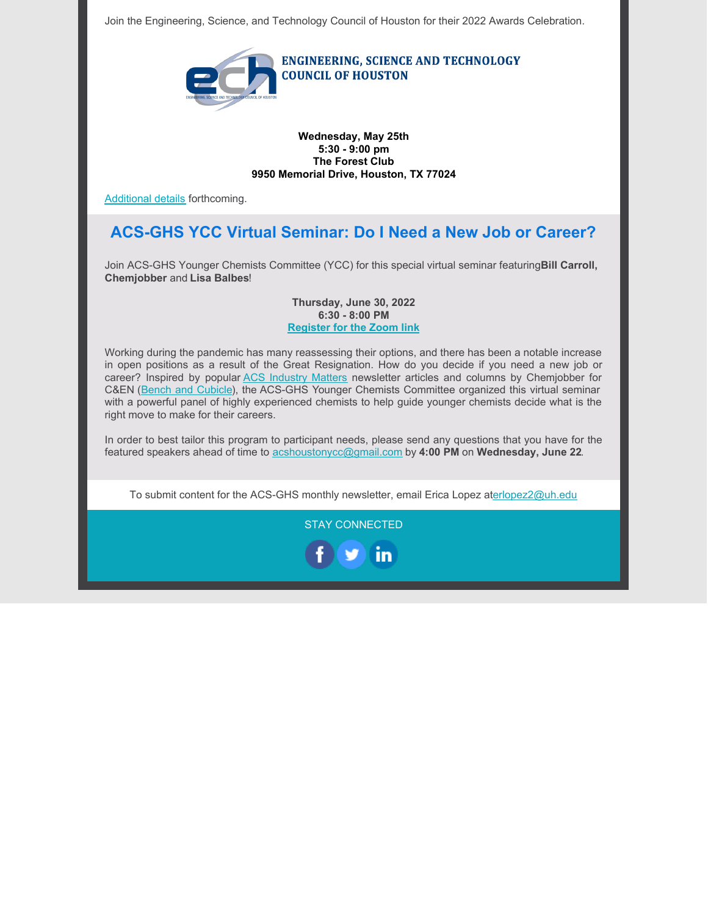Join the Engineering, Science, and Technology Council of Houston for their 2022 Awards Celebration.

ENGINEERING, SCIENCE AND TECHNOLOGY COUNCIL OF HOUSTON

**Wednesday, May 25th**
**5:30 - 9:00 pm**
**The Forest Club**
**9950 Memorial Drive, Houston, TX 77024**

Additional details forthcoming.

## ACS-GHS YCC Virtual Seminar: Do I Need a New Job or Career?

Join ACS-GHS Younger Chemists Committee (YCC) for this special virtual seminar featuring **Bill Carroll, Chemjobber** and **Lisa Balbes**!

**Thursday, June 30, 2022**
**6:30 - 8:00 PM**
**Register for the Zoom link**

Working during the pandemic has many reassessing their options, and there has been a notable increase in open positions as a result of the Great Resignation. How do you decide if you need a new job or career? Inspired by popular ACS Industry Matters newsletter articles and columns by Chemjobber for C&EN (Bench and Cubicle), the ACS-GHS Younger Chemists Committee organized this virtual seminar with a powerful panel of highly experienced chemists to help guide younger chemists decide what is the right move to make for their careers.

In order to best tailor this program to participant needs, please send any questions that you have for the featured speakers ahead of time to acshoustonycc@gmail.com by **4:00 PM** on **Wednesday, June 22**.

To submit content for the ACS-GHS monthly newsletter, email Erica Lopez at erlopez2@uh.edu

STAY CONNECTED